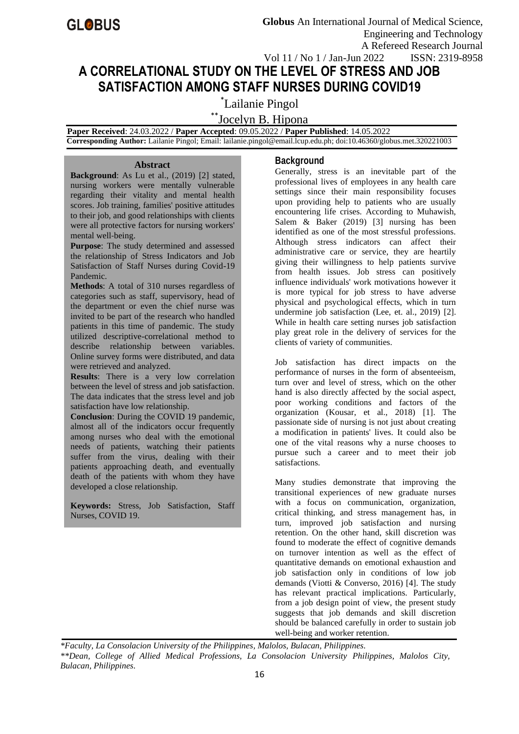# A CORRELATIONAL STUDY ON THE LEVEL OF STRESS AND JOB SATISFACTION AMONG STAFF NURSES DURING COVID19

*Lailanie Pingol

**Jocelyn B. Hipona

**Paper Received**: 24.03.2022 / **Paper Accepted**: 09.05.2022 / **Paper Published**: 14.05.2022

**Corresponding Author:** Lailanie Pingol; Email: lailanie.pingol@email.lcup.edu.ph; doi:10.46360/globus.met.320221003

## Abstract

**Background**: As Lu et al., (2019) [2] stated, nursing workers were mentally vulnerable regarding their vitality and mental health scores. Job training, families' positive attitudes to their job, and good relationships with clients were all protective factors for nursing workers' mental well-being.

**Purpose**: The study determined and assessed the relationship of Stress Indicators and Job Satisfaction of Staff Nurses during Covid-19 Pandemic.

**Methods**: A total of 310 nurses regardless of categories such as staff, supervisory, head of the department or even the chief nurse was invited to be part of the research who handled patients in this time of pandemic. The study utilized descriptive-correlational method to describe relationship between variables. Online survey forms were distributed, and data were retrieved and analyzed.

**Results**: There is a very low correlation between the level of stress and job satisfaction. The data indicates that the stress level and job satisfaction have low relationship.

**Conclusion**: During the COVID 19 pandemic, almost all of the indicators occur frequently among nurses who deal with the emotional needs of patients, watching their patients suffer from the virus, dealing with their patients approaching death, and eventually death of the patients with whom they have developed a close relationship.

**Keywords:** Stress, Job Satisfaction, Staff Nurses, COVID 19.

## Background

Generally, stress is an inevitable part of the professional lives of employees in any health care settings since their main responsibility focuses upon providing help to patients who are usually encountering life crises. According to Muhawish, Salem & Baker (2019) [3] nursing has been identified as one of the most stressful professions. Although stress indicators can affect their administrative care or service, they are heartily giving their willingness to help patients survive from health issues. Job stress can positively influence individuals' work motivations however it is more typical for job stress to have adverse physical and psychological effects, which in turn undermine job satisfaction (Lee, et. al., 2019) [2]. While in health care setting nurses job satisfaction play great role in the delivery of services for the clients of variety of communities.

Job satisfaction has direct impacts on the performance of nurses in the form of absenteeism, turn over and level of stress, which on the other hand is also directly affected by the social aspect, poor working conditions and factors of the organization (Kousar, et al., 2018) [1]. The passionate side of nursing is not just about creating a modification in patients' lives. It could also be one of the vital reasons why a nurse chooses to pursue such a career and to meet their job satisfactions.

Many studies demonstrate that improving the transitional experiences of new graduate nurses with a focus on communication, organization, critical thinking, and stress management has, in turn, improved job satisfaction and nursing retention. On the other hand, skill discretion was found to moderate the effect of cognitive demands on turnover intention as well as the effect of quantitative demands on emotional exhaustion and job satisfaction only in conditions of low job demands (Viotti & Converso, 2016) [4]. The study has relevant practical implications. Particularly, from a job design point of view, the present study suggests that job demands and skill discretion should be balanced carefully in order to sustain job well-being and worker retention.

*Faculty, La Consolacion University of the Philippines, Malolos, Bulacan, Philippines.

**Dean, College of Allied Medical Professions, La Consolacion University Philippines, Malolos City, Bulacan, Philippines.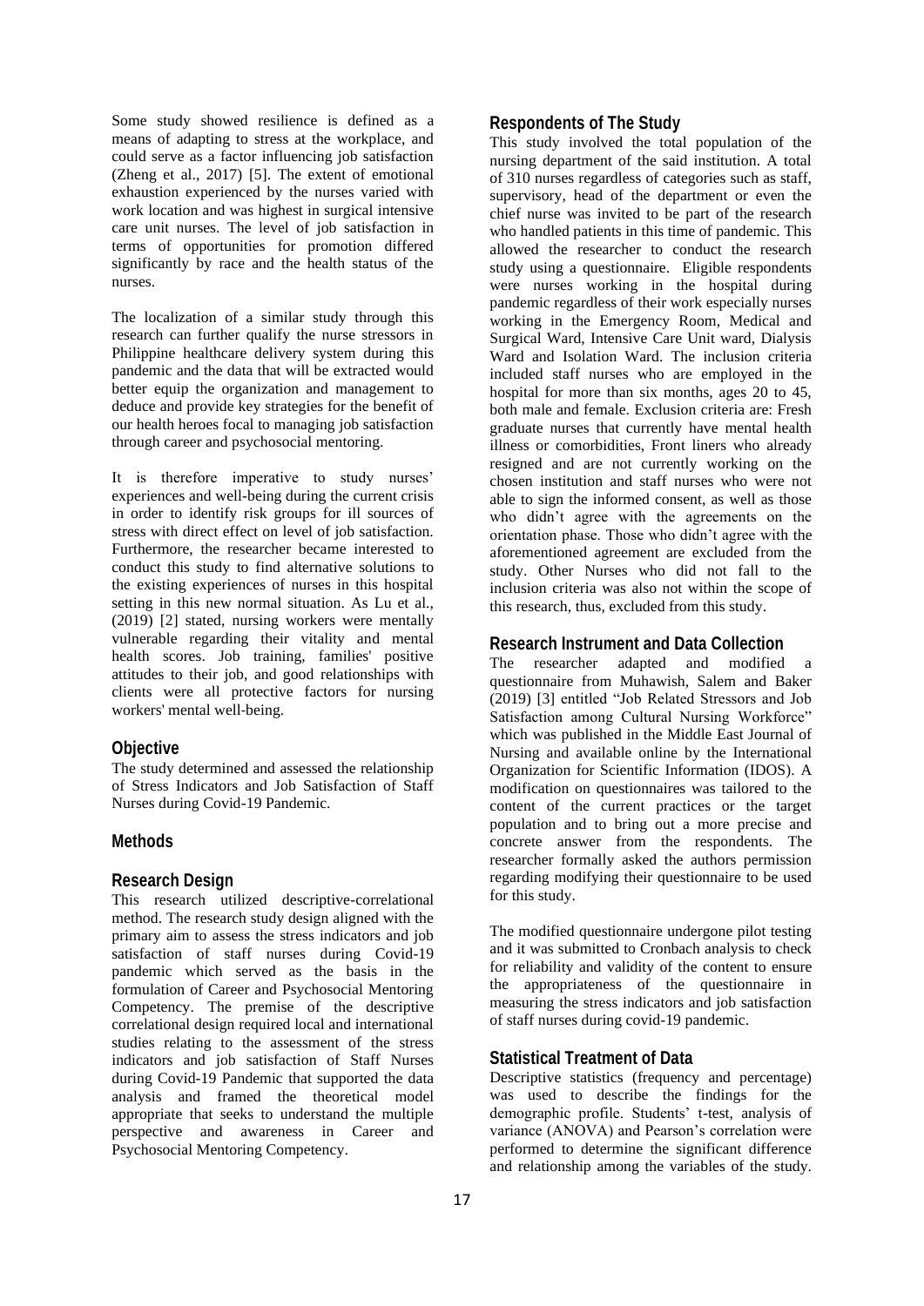Some study showed resilience is defined as a means of adapting to stress at the workplace, and could serve as a factor influencing job satisfaction (Zheng et al., 2017) [5]. The extent of emotional exhaustion experienced by the nurses varied with work location and was highest in surgical intensive care unit nurses. The level of job satisfaction in terms of opportunities for promotion differed significantly by race and the health status of the nurses.

The localization of a similar study through this research can further qualify the nurse stressors in Philippine healthcare delivery system during this pandemic and the data that will be extracted would better equip the organization and management to deduce and provide key strategies for the benefit of our health heroes focal to managing job satisfaction through career and psychosocial mentoring.

It is therefore imperative to study nurses' experiences and well-being during the current crisis in order to identify risk groups for ill sources of stress with direct effect on level of job satisfaction. Furthermore, the researcher became interested to conduct this study to find alternative solutions to the existing experiences of nurses in this hospital setting in this new normal situation. As Lu et al., (2019) [2] stated, nursing workers were mentally vulnerable regarding their vitality and mental health scores. Job training, families' positive attitudes to their job, and good relationships with clients were all protective factors for nursing workers' mental well-being.

## Objective

The study determined and assessed the relationship of Stress Indicators and Job Satisfaction of Staff Nurses during Covid-19 Pandemic.

## Methods

### Research Design

This research utilized descriptive-correlational method. The research study design aligned with the primary aim to assess the stress indicators and job satisfaction of staff nurses during Covid-19 pandemic which served as the basis in the formulation of Career and Psychosocial Mentoring Competency. The premise of the descriptive correlational design required local and international studies relating to the assessment of the stress indicators and job satisfaction of Staff Nurses during Covid-19 Pandemic that supported the data analysis and framed the theoretical model appropriate that seeks to understand the multiple perspective and awareness in Career and Psychosocial Mentoring Competency.

### Respondents of The Study

This study involved the total population of the nursing department of the said institution. A total of 310 nurses regardless of categories such as staff, supervisory, head of the department or even the chief nurse was invited to be part of the research who handled patients in this time of pandemic. This allowed the researcher to conduct the research study using a questionnaire. Eligible respondents were nurses working in the hospital during pandemic regardless of their work especially nurses working in the Emergency Room, Medical and Surgical Ward, Intensive Care Unit ward, Dialysis Ward and Isolation Ward. The inclusion criteria included staff nurses who are employed in the hospital for more than six months, ages 20 to 45, both male and female. Exclusion criteria are: Fresh graduate nurses that currently have mental health illness or comorbidities, Front liners who already resigned and are not currently working on the chosen institution and staff nurses who were not able to sign the informed consent, as well as those who didn't agree with the agreements on the orientation phase. Those who didn't agree with the aforementioned agreement are excluded from the study. Other Nurses who did not fall to the inclusion criteria was also not within the scope of this research, thus, excluded from this study.

### Research Instrument and Data Collection

The researcher adapted and modified a questionnaire from Muhawish, Salem and Baker (2019) [3] entitled "Job Related Stressors and Job Satisfaction among Cultural Nursing Workforce" which was published in the Middle East Journal of Nursing and available online by the International Organization for Scientific Information (IDOS). A modification on questionnaires was tailored to the content of the current practices or the target population and to bring out a more precise and concrete answer from the respondents. The researcher formally asked the authors permission regarding modifying their questionnaire to be used for this study.

The modified questionnaire undergone pilot testing and it was submitted to Cronbach analysis to check for reliability and validity of the content to ensure the appropriateness of the questionnaire in measuring the stress indicators and job satisfaction of staff nurses during covid-19 pandemic.

### Statistical Treatment of Data

Descriptive statistics (frequency and percentage) was used to describe the findings for the demographic profile. Students' t-test, analysis of variance (ANOVA) and Pearson's correlation were performed to determine the significant difference and relationship among the variables of the study.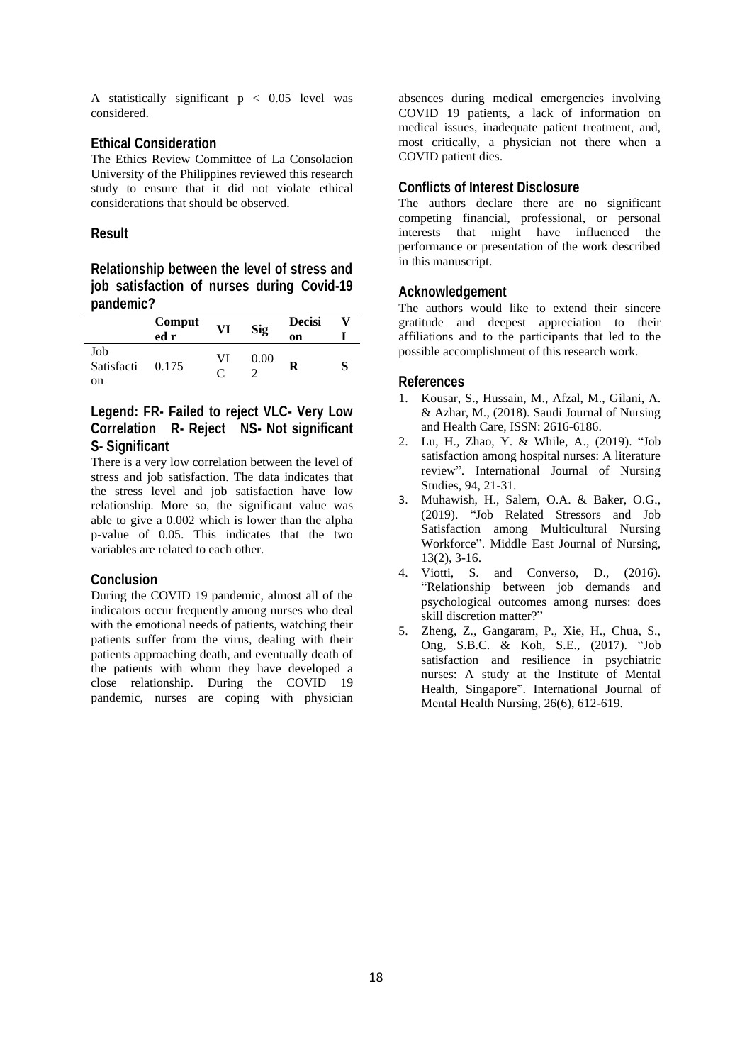A statistically significant $p < 0.05$ level was considered.

## Ethical Consideration

The Ethics Review Committee of La Consolacion University of the Philippines reviewed this research study to ensure that it did not violate ethical considerations that should be observed.

## Result

### Relationship between the level of stress and job satisfaction of nurses during Covid-19 pandemic?

| | Computed r | VI | Sig | Decision | VI |
|---|---|---|---|---|---|
| Job Satisfaction | 0.175 | VLC | 0.002 | R | S |

**Legend: FR- Failed to reject VLC- Very Low Correlation R- Reject NS- Not significant S- Significant**

There is a very low correlation between the level of stress and job satisfaction. The data indicates that the stress level and job satisfaction have low relationship. More so, the significant value was able to give a 0.002 which is lower than the alpha p-value of 0.05. This indicates that the two variables are related to each other.

## Conclusion

During the COVID 19 pandemic, almost all of the indicators occur frequently among nurses who deal with the emotional needs of patients, watching their patients suffer from the virus, dealing with their patients approaching death, and eventually death of the patients with whom they have developed a close relationship. During the COVID 19 pandemic, nurses are coping with physician absences during medical emergencies involving COVID 19 patients, a lack of information on medical issues, inadequate patient treatment, and, most critically, a physician not there when a COVID patient dies.

## Conflicts of Interest Disclosure

The authors declare there are no significant competing financial, professional, or personal interests that might have influenced the performance or presentation of the work described in this manuscript.

## Acknowledgement

The authors would like to extend their sincere gratitude and deepest appreciation to their affiliations and to the participants that led to the possible accomplishment of this research work.

## References

1. Kousar, S., Hussain, M., Afzal, M., Gilani, A. & Azhar, M., (2018). Saudi Journal of Nursing and Health Care, ISSN: 2616-6186.
2. Lu, H., Zhao, Y. & While, A., (2019). "Job satisfaction among hospital nurses: A literature review". International Journal of Nursing Studies, 94, 21-31.
3. Muhawish, H., Salem, O.A. & Baker, O.G., (2019). "Job Related Stressors and Job Satisfaction among Multicultural Nursing Workforce". Middle East Journal of Nursing, 13(2), 3-16.
4. Viotti, S. and Converso, D., (2016). "Relationship between job demands and psychological outcomes among nurses: does skill discretion matter?"
5. Zheng, Z., Gangaram, P., Xie, H., Chua, S., Ong, S.B.C. & Koh, S.E., (2017). "Job satisfaction and resilience in psychiatric nurses: A study at the Institute of Mental Health, Singapore". International Journal of Mental Health Nursing, 26(6), 612-619.